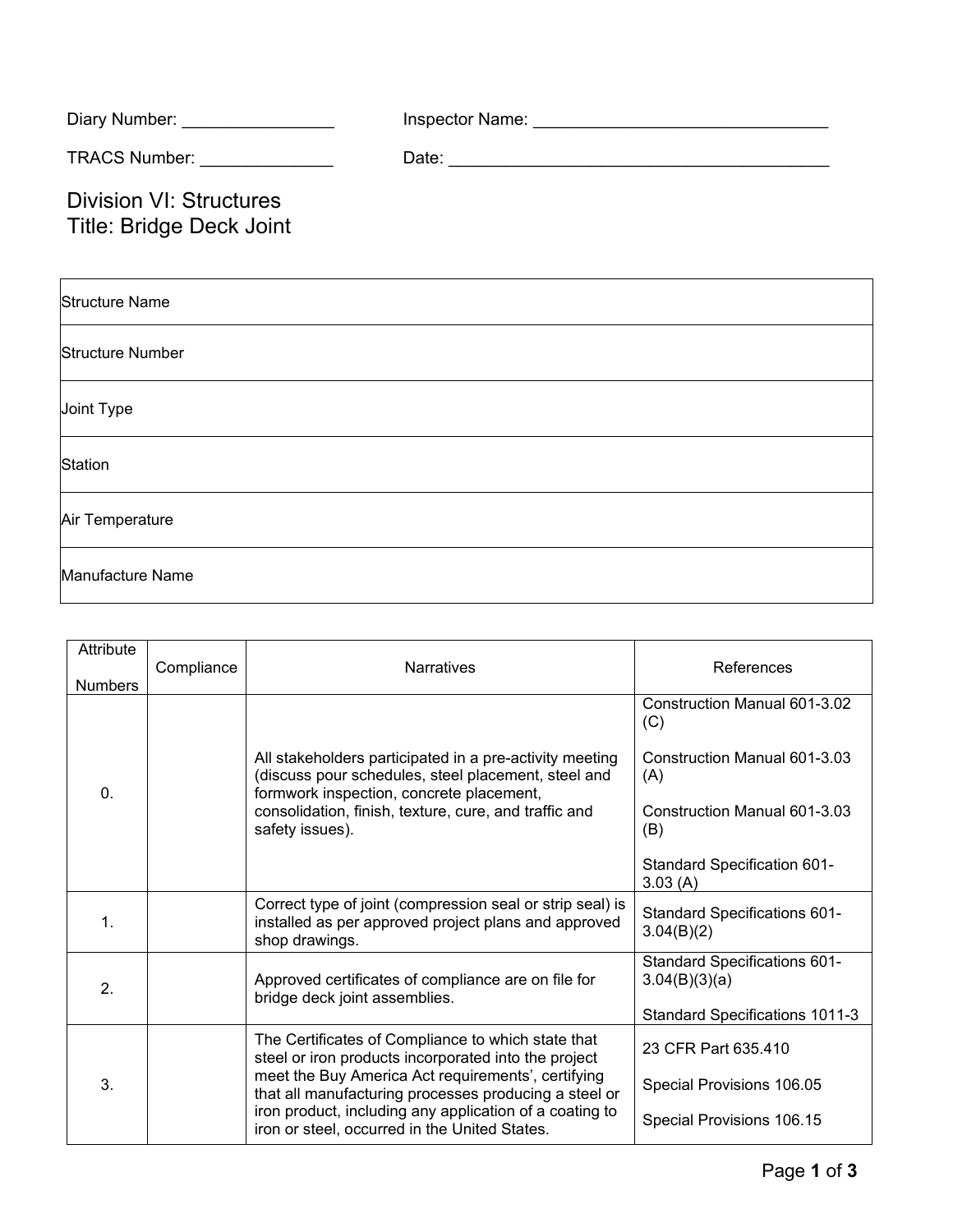Diary Number: ________________ Inspector Name: ________________________________

TRACS Number: ______________ Date: _________________________________________

# Division VI: Structures
# Title: Bridge Deck Joint

| | |
|---|---|
| Structure Name | |
| Structure Number | |
| Joint Type | |
| Station | |
| Air Temperature | |
| Manufacture Name | |

| Attribute Numbers | Compliance | Narratives | References |
|---|---|---|---|
| 0. | | All stakeholders participated in a pre-activity meeting (discuss pour schedules, steel placement, steel and formwork inspection, concrete placement, consolidation, finish, texture, cure, and traffic and safety issues). | Construction Manual 601-3.02 (C)<br><br>Construction Manual 601-3.03 (A)<br><br>Construction Manual 601-3.03 (B)<br><br>Standard Specification 601-3.03 (A) |
| 1. | | Correct type of joint (compression seal or strip seal) is installed as per approved project plans and approved shop drawings. | Standard Specifications 601-3.04(B)(2) |
| 2. | | Approved certificates of compliance are on file for bridge deck joint assemblies. | Standard Specifications 601-3.04(B)(3)(a)<br><br>Standard Specifications 1011-3 |
| 3. | | The Certificates of Compliance to which state that steel or iron products incorporated into the project meet the Buy America Act requirements', certifying that all manufacturing processes producing a steel or iron product, including any application of a coating to iron or steel, occurred in the United States. | 23 CFR Part 635.410<br><br>Special Provisions 106.05<br><br>Special Provisions 106.15 |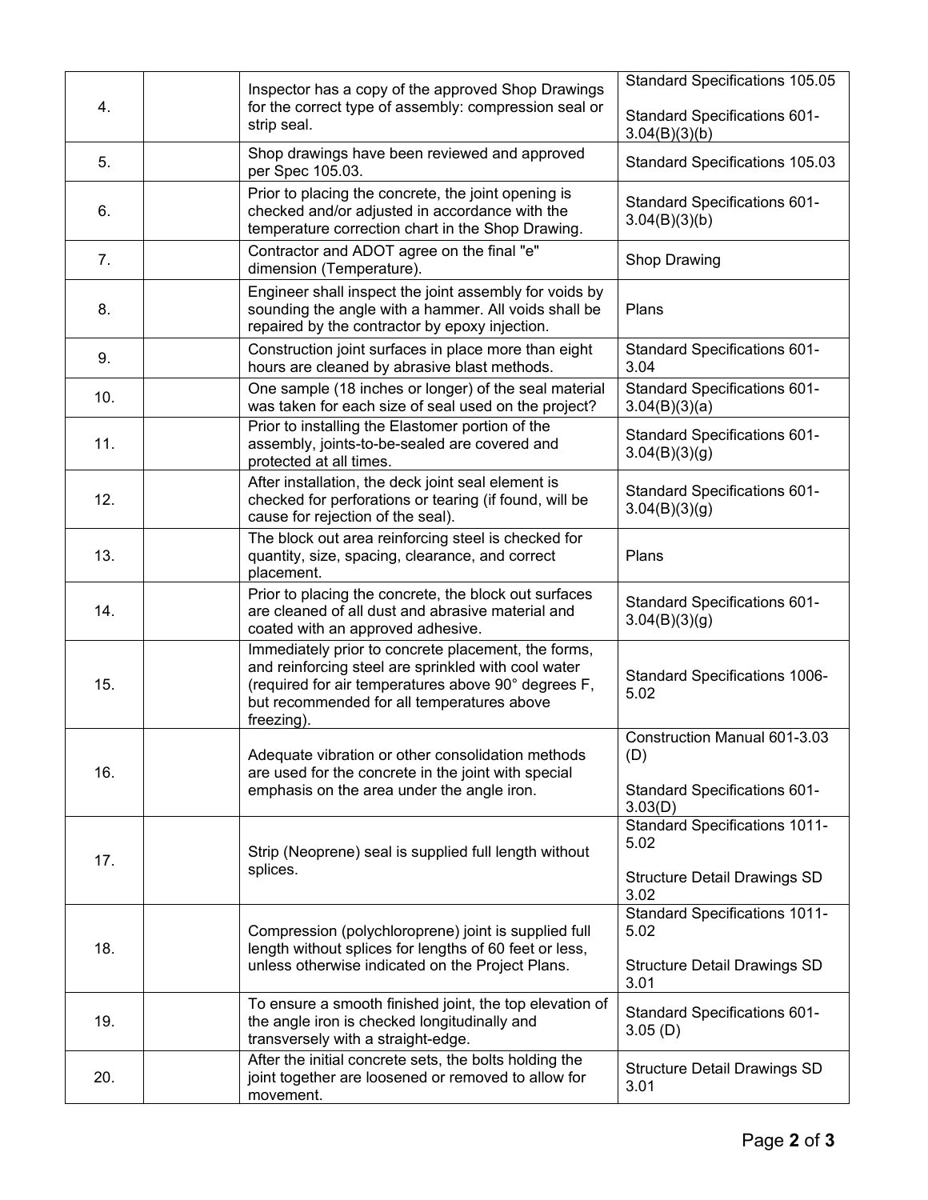| | | | |
|---|---|---|---|
| 4. | | Inspector has a copy of the approved Shop Drawings for the correct type of assembly: compression seal or strip seal. | Standard Specifications 105.05<br><br>Standard Specifications 601-3.04(B)(3)(b) |
| 5. | | Shop drawings have been reviewed and approved per Spec 105.03. | Standard Specifications 105.03 |
| 6. | | Prior to placing the concrete, the joint opening is checked and/or adjusted in accordance with the temperature correction chart in the Shop Drawing. | Standard Specifications 601-3.04(B)(3)(b) |
| 7. | | Contractor and ADOT agree on the final "e" dimension (Temperature). | Shop Drawing |
| 8. | | Engineer shall inspect the joint assembly for voids by sounding the angle with a hammer. All voids shall be repaired by the contractor by epoxy injection. | Plans |
| 9. | | Construction joint surfaces in place more than eight hours are cleaned by abrasive blast methods. | Standard Specifications 601-3.04 |
| 10. | | One sample (18 inches or longer) of the seal material was taken for each size of seal used on the project? | Standard Specifications 601-3.04(B)(3)(a) |
| 11. | | Prior to installing the Elastomer portion of the assembly, joints-to-be-sealed are covered and protected at all times. | Standard Specifications 601-3.04(B)(3)(g) |
| 12. | | After installation, the deck joint seal element is checked for perforations or tearing (if found, will be cause for rejection of the seal). | Standard Specifications 601-3.04(B)(3)(g) |
| 13. | | The block out area reinforcing steel is checked for quantity, size, spacing, clearance, and correct placement. | Plans |
| 14. | | Prior to placing the concrete, the block out surfaces are cleaned of all dust and abrasive material and coated with an approved adhesive. | Standard Specifications 601-3.04(B)(3)(g) |
| 15. | | Immediately prior to concrete placement, the forms, and reinforcing steel are sprinkled with cool water (required for air temperatures above 90° degrees F, but recommended for all temperatures above freezing). | Standard Specifications 1006-5.02 |
| 16. | | Adequate vibration or other consolidation methods are used for the concrete in the joint with special emphasis on the area under the angle iron. | Construction Manual 601-3.03 (D)<br><br>Standard Specifications 601-3.03(D) |
| 17. | | Strip (Neoprene) seal is supplied full length without splices. | Standard Specifications 1011-5.02<br><br>Structure Detail Drawings SD 3.02 |
| 18. | | Compression (polychloroprene) joint is supplied full length without splices for lengths of 60 feet or less, unless otherwise indicated on the Project Plans. | Standard Specifications 1011-5.02<br><br>Structure Detail Drawings SD 3.01 |
| 19. | | To ensure a smooth finished joint, the top elevation of the angle iron is checked longitudinally and transversely with a straight-edge. | Standard Specifications 601-3.05 (D) |
| 20. | | After the initial concrete sets, the bolts holding the joint together are loosened or removed to allow for movement. | Structure Detail Drawings SD 3.01 |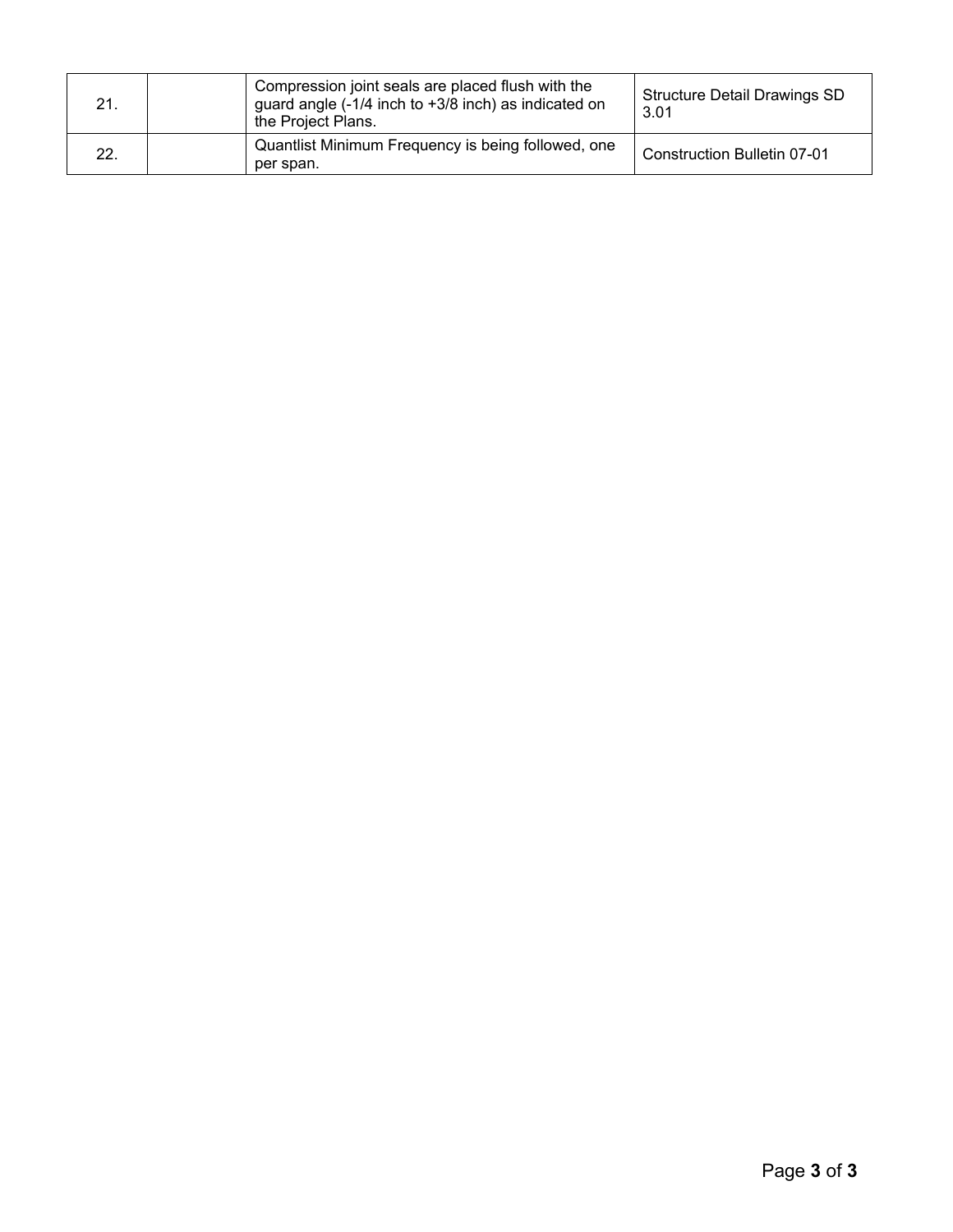| | | | |
|---|---|---|---|
| 21. | | Compression joint seals are placed flush with the guard angle (-1/4 inch to +3/8 inch) as indicated on the Project Plans. | Structure Detail Drawings SD 3.01 |
| 22. | | Quantlist Minimum Frequency is being followed, one per span. | Construction Bulletin 07-01 |